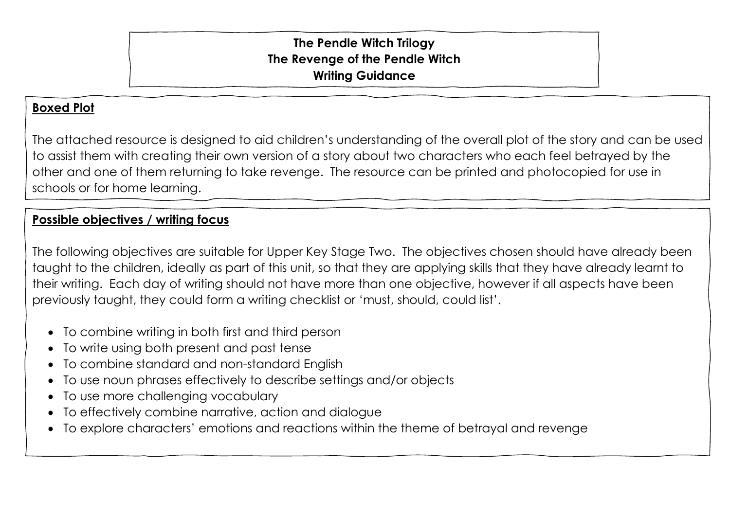# The Pendle Witch Trilogy
# The Revenge of the Pendle Witch
# Writing Guidance

## Boxed Plot

The attached resource is designed to aid children's understanding of the overall plot of the story and can be used to assist them with creating their own version of a story about two characters who each feel betrayed by the other and one of them returning to take revenge. The resource can be printed and photocopied for use in schools or for home learning.

## Possible objectives / writing focus

The following objectives are suitable for Upper Key Stage Two. The objectives chosen should have already been taught to the children, ideally as part of this unit, so that they are applying skills that they have already learnt to their writing. Each day of writing should not have more than one objective, however if all aspects have been previously taught, they could form a writing checklist or 'must, should, could list'.

- To combine writing in both first and third person
- To write using both present and past tense
- To combine standard and non-standard English
- To use noun phrases effectively to describe settings and/or objects
- To use more challenging vocabulary
- To effectively combine narrative, action and dialogue
- To explore characters' emotions and reactions within the theme of betrayal and revenge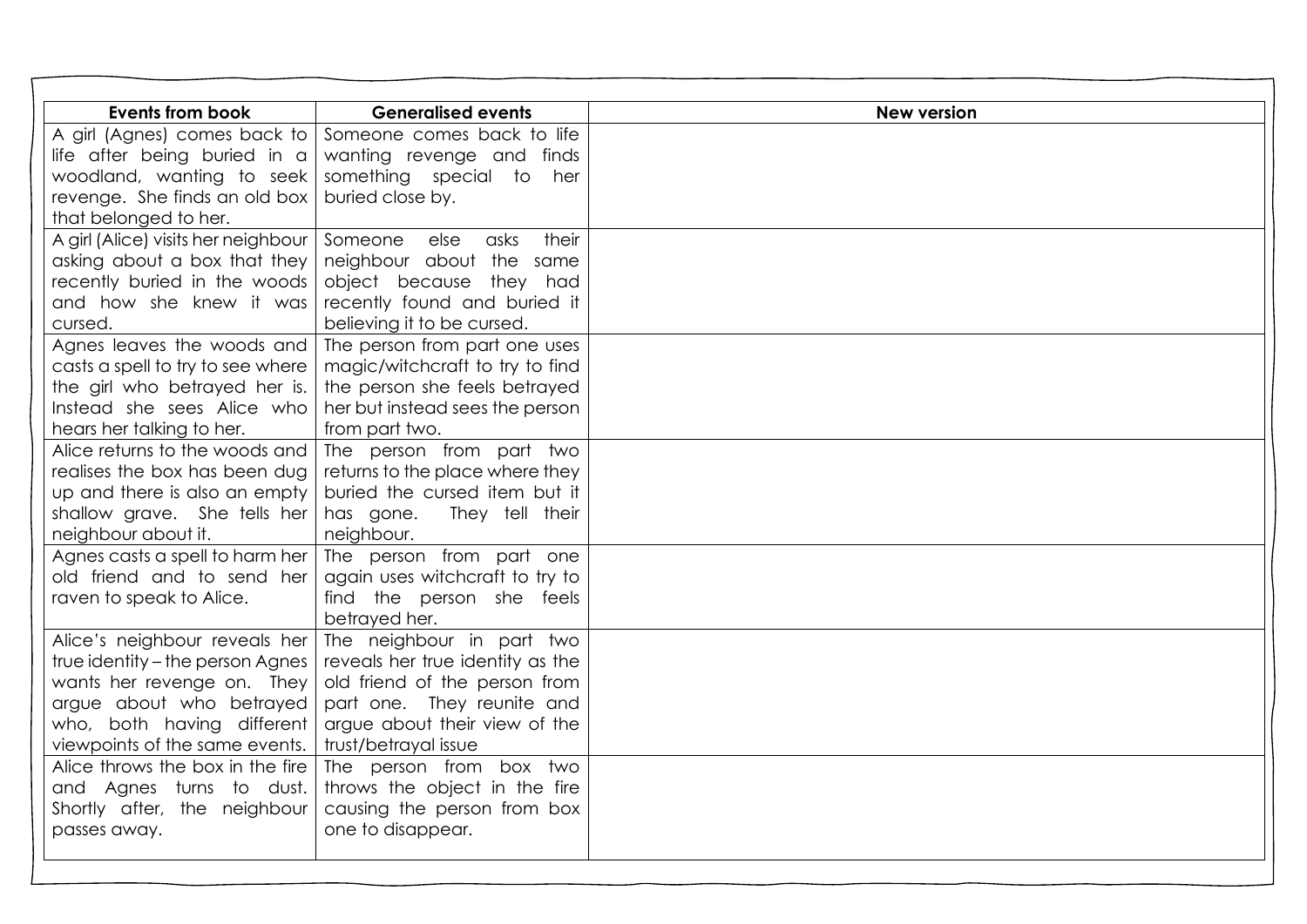| Events from book | Generalised events | New version |
| --- | --- | --- |
| A girl (Agnes) comes back to life after being buried in a woodland, wanting to seek revenge. She finds an old box that belonged to her. | Someone comes back to life wanting revenge and finds something special to her buried close by. | |
| A girl (Alice) visits her neighbour asking about a box that they recently buried in the woods and how she knew it was cursed. | Someone else asks their neighbour about the same object because they had recently found and buried it believing it to be cursed. | |
| Agnes leaves the woods and casts a spell to try to see where the girl who betrayed her is. Instead she sees Alice who hears her talking to her. | The person from part one uses magic/witchcraft to try to find the person she feels betrayed her but instead sees the person from part two. | |
| Alice returns to the woods and realises the box has been dug up and there is also an empty shallow grave. She tells her neighbour about it. | The person from part two returns to the place where they buried the cursed item but it has gone. They tell their neighbour. | |
| Agnes casts a spell to harm her old friend and to send her raven to speak to Alice. | The person from part one again uses witchcraft to try to find the person she feels betrayed her. | |
| Alice's neighbour reveals her true identity – the person Agnes wants her revenge on. They argue about who betrayed who, both having different viewpoints of the same events. | The neighbour in part two reveals her true identity as the old friend of the person from part one. They reunite and argue about their view of the trust/betrayal issue | |
| Alice throws the box in the fire and Agnes turns to dust. Shortly after, the neighbour passes away. | The person from box two throws the object in the fire causing the person from box one to disappear. | |